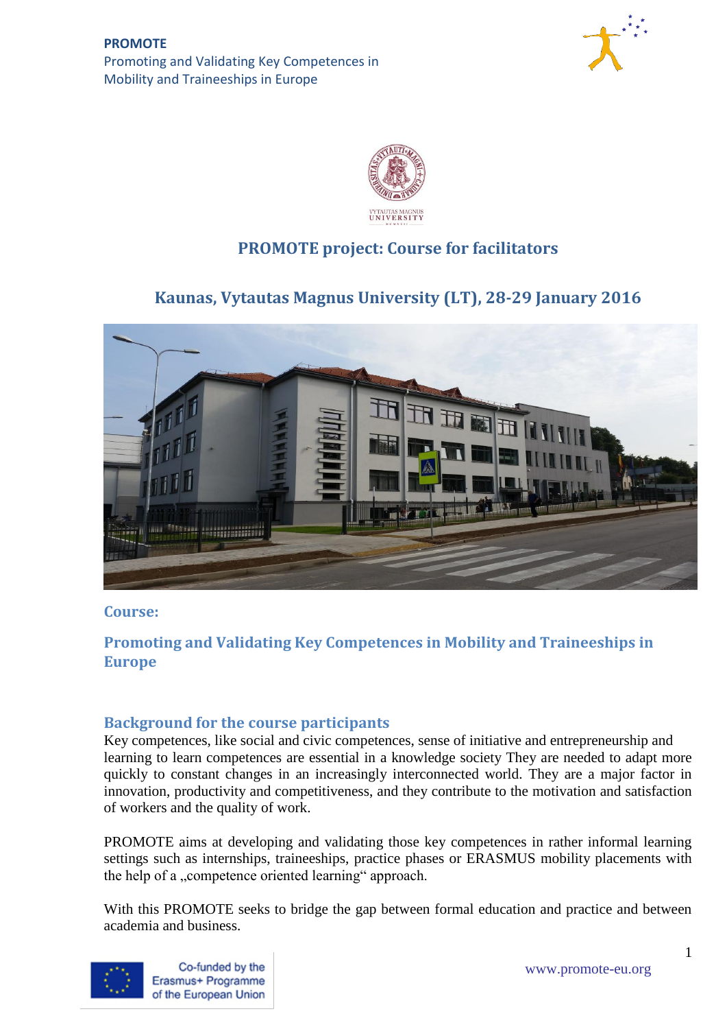**PROMOTE**
Promoting and Validating Key Competences in Mobility and Traineeships in Europe

# PROMOTE project: Course for facilitators

## Kaunas, Vytautas Magnus University (LT), 28-29 January 2016

### Course:

### Promoting and Validating Key Competences in Mobility and Traineeships in Europe

### Background for the course participants

Key competences, like social and civic competences, sense of initiative and entrepreneurship and learning to learn competences are essential in a knowledge society They are needed to adapt more quickly to constant changes in an increasingly interconnected world. They are a major factor in innovation, productivity and competitiveness, and they contribute to the motivation and satisfaction of workers and the quality of work.

PROMOTE aims at developing and validating those key competences in rather informal learning settings such as internships, traineeships, practice phases or ERASMUS mobility placements with the help of a „competence oriented learning“ approach.

With this PROMOTE seeks to bridge the gap between formal education and practice and between academia and business.

Co-funded by the Erasmus+ Programme of the European Union

www.promote-eu.org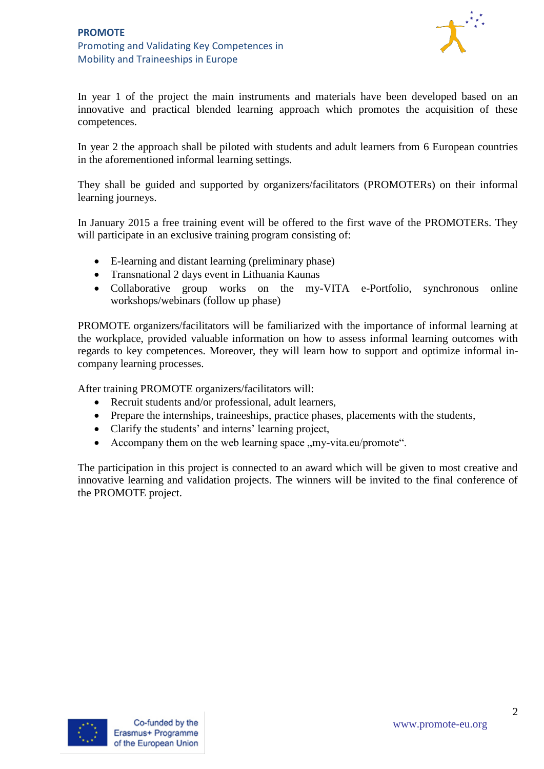In year 1 of the project the main instruments and materials have been developed based on an innovative and practical blended learning approach which promotes the acquisition of these competences.

In year 2 the approach shall be piloted with students and adult learners from 6 European countries in the aforementioned informal learning settings.

They shall be guided and supported by organizers/facilitators (PROMOTERs) on their informal learning journeys.

In January 2015 a free training event will be offered to the first wave of the PROMOTERs. They will participate in an exclusive training program consisting of:

- E-learning and distant learning (preliminary phase)
- Transnational 2 days event in Lithuania Kaunas
- Collaborative group works on the my-VITA e-Portfolio, synchronous online workshops/webinars (follow up phase)

PROMOTE organizers/facilitators will be familiarized with the importance of informal learning at the workplace, provided valuable information on how to assess informal learning outcomes with regards to key competences. Moreover, they will learn how to support and optimize informal in-company learning processes.

After training PROMOTE organizers/facilitators will:

- Recruit students and/or professional, adult learners,
- Prepare the internships, traineeships, practice phases, placements with the students,
- Clarify the students' and interns' learning project,
- Accompany them on the web learning space „my-vita.eu/promote".

The participation in this project is connected to an award which will be given to most creative and innovative learning and validation projects. The winners will be invited to the final conference of the PROMOTE project.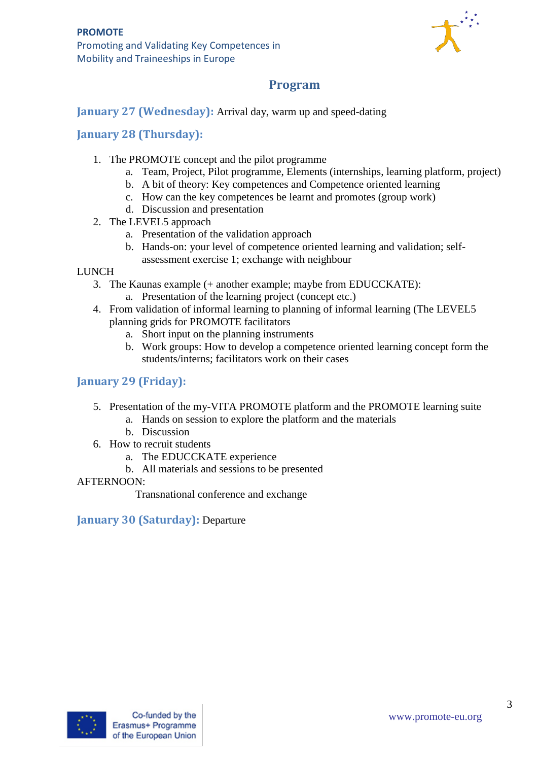# Program

**January 27 (Wednesday):** Arrival day, warm up and speed-dating

**January 28 (Thursday):**

1. The PROMOTE concept and the pilot programme
   a. Team, Project, Pilot programme, Elements (internships, learning platform, project)
   b. A bit of theory: Key competences and Competence oriented learning
   c. How can the key competences be learnt and promotes (group work)
   d. Discussion and presentation
2. The LEVEL5 approach
   a. Presentation of the validation approach
   b. Hands-on: your level of competence oriented learning and validation; self-assessment exercise 1; exchange with neighbour

LUNCH

3. The Kaunas example (+ another example; maybe from EDUCCKATE):
   a. Presentation of the learning project (concept etc.)
4. From validation of informal learning to planning of informal learning (The LEVEL5 planning grids for PROMOTE facilitators
   a. Short input on the planning instruments
   b. Work groups: How to develop a competence oriented learning concept form the students/interns; facilitators work on their cases

**January 29 (Friday):**

5. Presentation of the my-VITA PROMOTE platform and the PROMOTE learning suite
   a. Hands on session to explore the platform and the materials
   b. Discussion
6. How to recruit students
   a. The EDUCCKATE experience
   b. All materials and sessions to be presented

AFTERNOON:

Transnational conference and exchange

**January 30 (Saturday):** Departure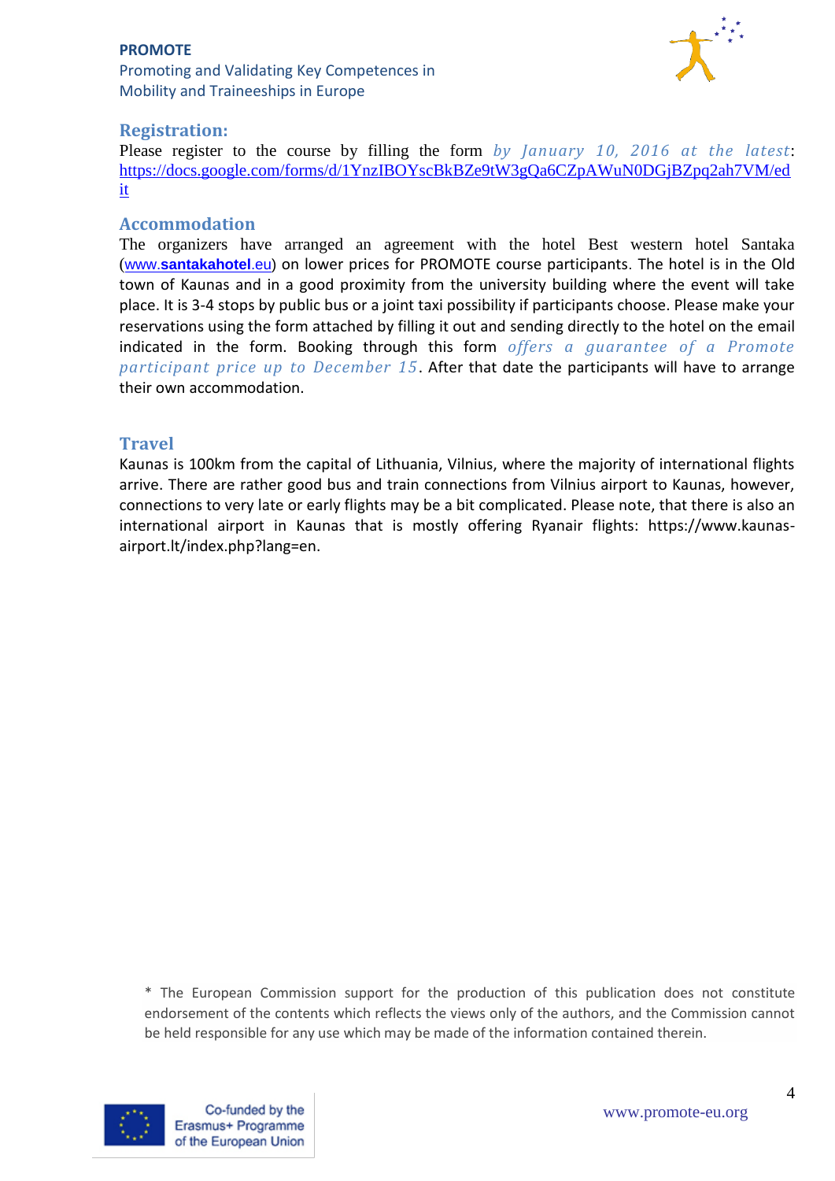## Registration:

Please register to the course by filling the form *by January 10, 2016 at the latest*: https://docs.google.com/forms/d/1YnzIBOYscBkBZe9tW3gQa6CZpAWuN0DGjBZpq2ah7VM/edit

## Accommodation

The organizers have arranged an agreement with the hotel Best western hotel Santaka (www.**santakahotel**.eu) on lower prices for PROMOTE course participants. The hotel is in the Old town of Kaunas and in a good proximity from the university building where the event will take place. It is 3-4 stops by public bus or a joint taxi possibility if participants choose. Please make your reservations using the form attached by filling it out and sending directly to the hotel on the email indicated in the form. Booking through this form *offers a guarantee of a Promote participant price up to December 15*. After that date the participants will have to arrange their own accommodation.

## Travel

Kaunas is 100km from the capital of Lithuania, Vilnius, where the majority of international flights arrive. There are rather good bus and train connections from Vilnius airport to Kaunas, however, connections to very late or early flights may be a bit complicated. Please note, that there is also an international airport in Kaunas that is mostly offering Ryanair flights: https://www.kaunas-airport.lt/index.php?lang=en.

* The European Commission support for the production of this publication does not constitute endorsement of the contents which reflects the views only of the authors, and the Commission cannot be held responsible for any use which may be made of the information contained therein.

Co-funded by the Erasmus+ Programme of the European Union

www.promote-eu.org